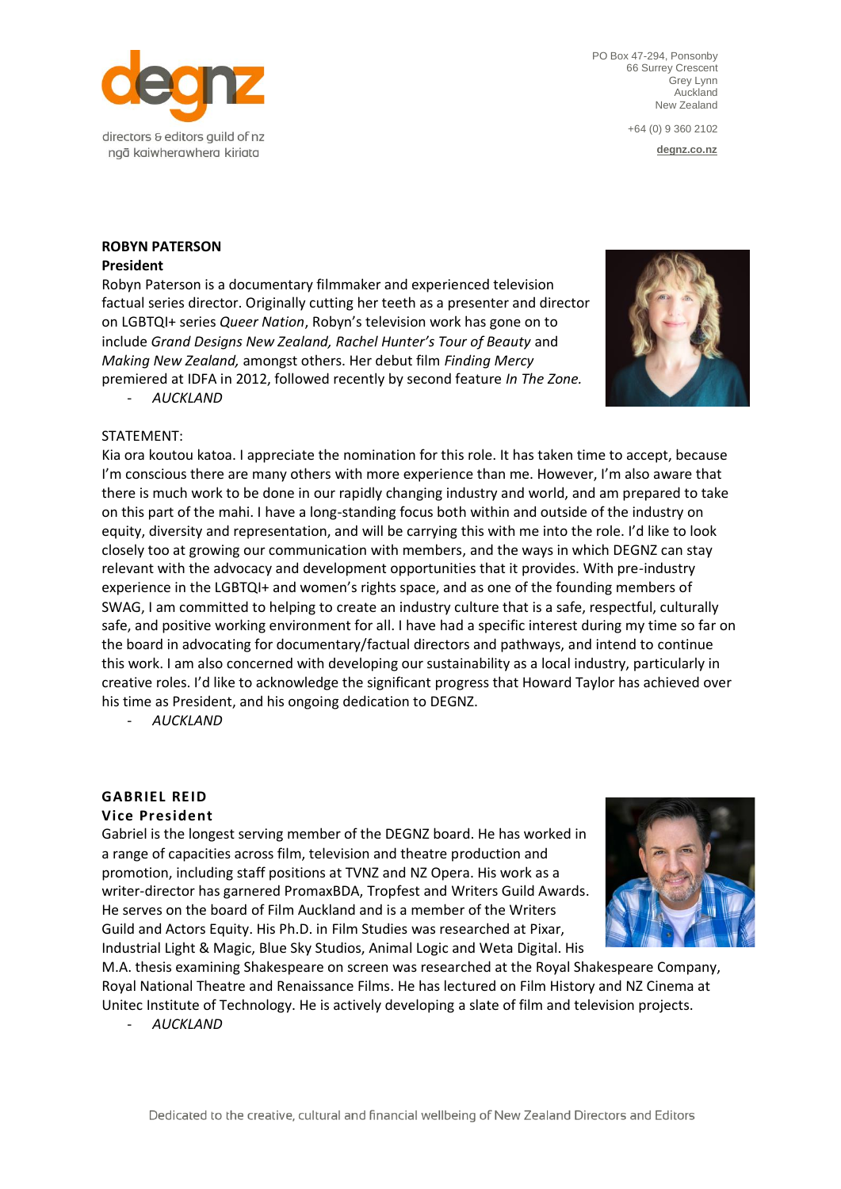directors & editors guild of nz
ngā kaiwherawhera kiriata

PO Box 47-294, Ponsonby
66 Surrey Crescent
Grey Lynn
Auckland
New Zealand

+64 (0) 9 360 2102

degnz.co.nz

**ROBYN PATERSON**
**President**

Robyn Paterson is a documentary filmmaker and experienced television factual series director. Originally cutting her teeth as a presenter and director on LGBTQI+ series *Queer Nation*, Robyn's television work has gone on to include *Grand Designs New Zealand, Rachel Hunter's Tour of Beauty* and *Making New Zealand,* amongst others. Her debut film *Finding Mercy* premiered at IDFA in 2012, followed recently by second feature *In The Zone.*

- *AUCKLAND*

STATEMENT:

Kia ora koutou katoa. I appreciate the nomination for this role. It has taken time to accept, because I'm conscious there are many others with more experience than me. However, I'm also aware that there is much work to be done in our rapidly changing industry and world, and am prepared to take on this part of the mahi. I have a long-standing focus both within and outside of the industry on equity, diversity and representation, and will be carrying this with me into the role. I'd like to look closely too at growing our communication with members, and the ways in which DEGNZ can stay relevant with the advocacy and development opportunities that it provides. With pre-industry experience in the LGBTQI+ and women's rights space, and as one of the founding members of SWAG, I am committed to helping to create an industry culture that is a safe, respectful, culturally safe, and positive working environment for all. I have had a specific interest during my time so far on the board in advocating for documentary/factual directors and pathways, and intend to continue this work. I am also concerned with developing our sustainability as a local industry, particularly in creative roles. I'd like to acknowledge the significant progress that Howard Taylor has achieved over his time as President, and his ongoing dedication to DEGNZ.

- *AUCKLAND*

**GABRIEL REID**
**Vice President**

Gabriel is the longest serving member of the DEGNZ board. He has worked in a range of capacities across film, television and theatre production and promotion, including staff positions at TVNZ and NZ Opera. His work as a writer-director has garnered PromaxBDA, Tropfest and Writers Guild Awards. He serves on the board of Film Auckland and is a member of the Writers Guild and Actors Equity. His Ph.D. in Film Studies was researched at Pixar, Industrial Light & Magic, Blue Sky Studios, Animal Logic and Weta Digital. His M.A. thesis examining Shakespeare on screen was researched at the Royal Shakespeare Company, Royal National Theatre and Renaissance Films. He has lectured on Film History and NZ Cinema at Unitec Institute of Technology. He is actively developing a slate of film and television projects.

- *AUCKLAND*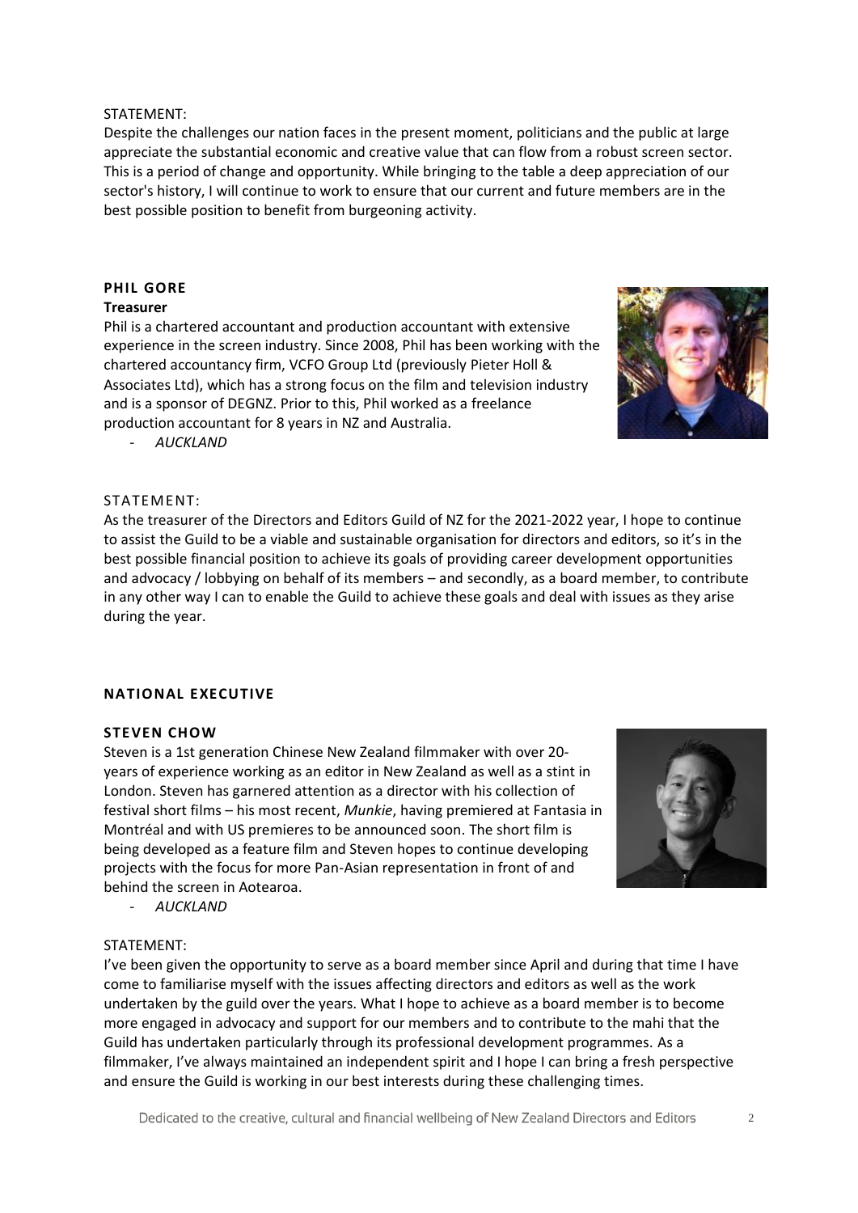STATEMENT:
Despite the challenges our nation faces in the present moment, politicians and the public at large appreciate the substantial economic and creative value that can flow from a robust screen sector. This is a period of change and opportunity. While bringing to the table a deep appreciation of our sector's history, I will continue to work to ensure that our current and future members are in the best possible position to benefit from burgeoning activity.

### PHIL GORE

**Treasurer**

Phil is a chartered accountant and production accountant with extensive experience in the screen industry. Since 2008, Phil has been working with the chartered accountancy firm, VCFO Group Ltd (previously Pieter Holl & Associates Ltd), which has a strong focus on the film and television industry and is a sponsor of DEGNZ. Prior to this, Phil worked as a freelance production accountant for 8 years in NZ and Australia.

- *AUCKLAND*

STATEMENT:
As the treasurer of the Directors and Editors Guild of NZ for the 2021-2022 year, I hope to continue to assist the Guild to be a viable and sustainable organisation for directors and editors, so it's in the best possible financial position to achieve its goals of providing career development opportunities and advocacy / lobbying on behalf of its members – and secondly, as a board member, to contribute in any other way I can to enable the Guild to achieve these goals and deal with issues as they arise during the year.

## NATIONAL EXECUTIVE

### STEVEN CHOW

Steven is a 1st generation Chinese New Zealand filmmaker with over 20-years of experience working as an editor in New Zealand as well as a stint in London. Steven has garnered attention as a director with his collection of festival short films – his most recent, *Munkie*, having premiered at Fantasia in Montréal and with US premieres to be announced soon. The short film is being developed as a feature film and Steven hopes to continue developing projects with the focus for more Pan-Asian representation in front of and behind the screen in Aotearoa.

- *AUCKLAND*

STATEMENT:
I've been given the opportunity to serve as a board member since April and during that time I have come to familiarise myself with the issues affecting directors and editors as well as the work undertaken by the guild over the years. What I hope to achieve as a board member is to become more engaged in advocacy and support for our members and to contribute to the mahi that the Guild has undertaken particularly through its professional development programmes. As a filmmaker, I've always maintained an independent spirit and I hope I can bring a fresh perspective and ensure the Guild is working in our best interests during these challenging times.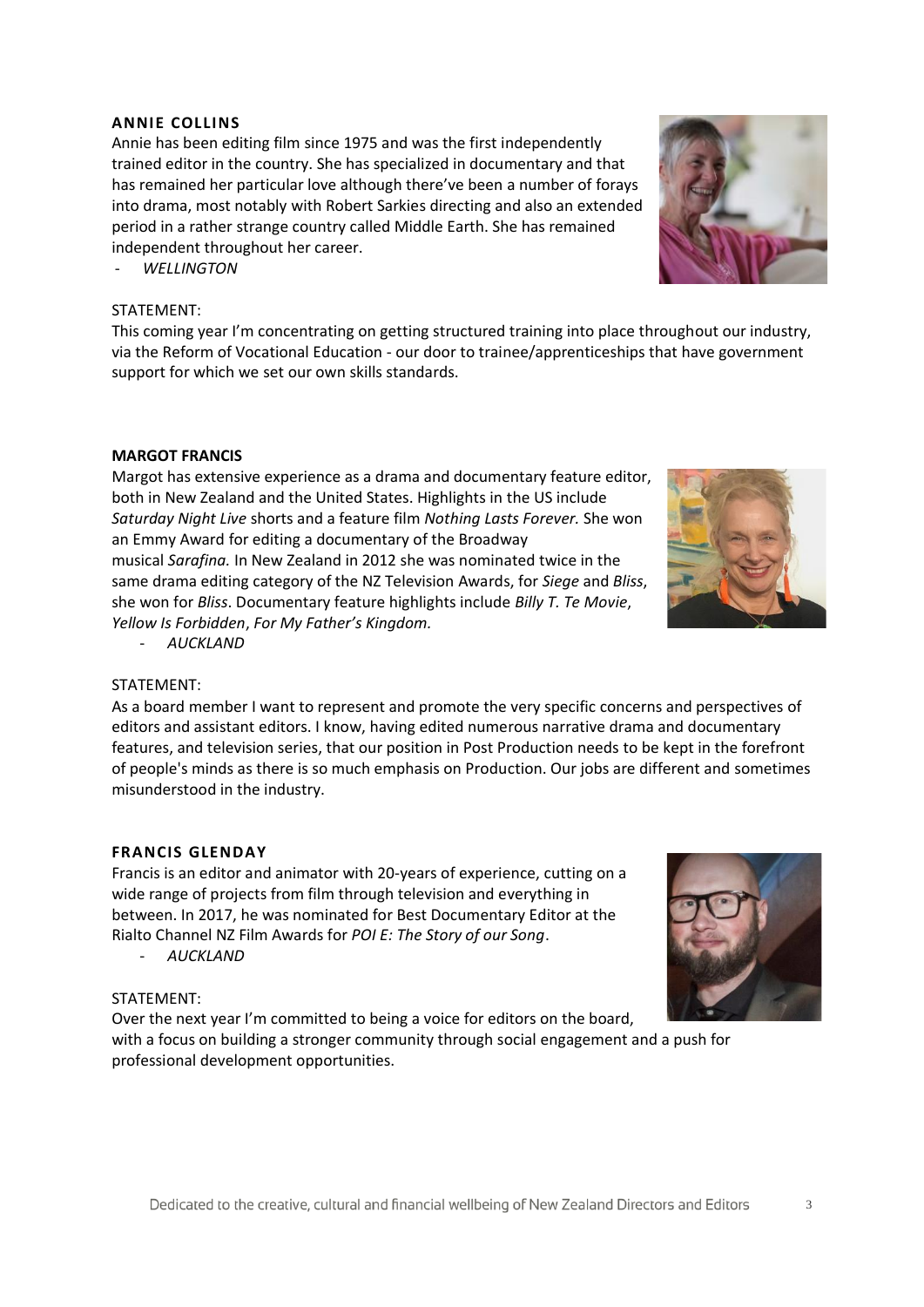### ANNIE COLLINS

Annie has been editing film since 1975 and was the first independently trained editor in the country. She has specialized in documentary and that has remained her particular love although there've been a number of forays into drama, most notably with Robert Sarkies directing and also an extended period in a rather strange country called Middle Earth. She has remained independent throughout her career.

- *WELLINGTON*

STATEMENT:

This coming year I'm concentrating on getting structured training into place throughout our industry, via the Reform of Vocational Education - our door to trainee/apprenticeships that have government support for which we set our own skills standards.

### MARGOT FRANCIS

Margot has extensive experience as a drama and documentary feature editor, both in New Zealand and the United States. Highlights in the US include *Saturday Night Live* shorts and a feature film *Nothing Lasts Forever.* She won an Emmy Award for editing a documentary of the Broadway musical *Sarafina.* In New Zealand in 2012 she was nominated twice in the same drama editing category of the NZ Television Awards, for *Siege* and *Bliss*, she won for *Bliss*. Documentary feature highlights include *Billy T. Te Movie*, *Yellow Is Forbidden*, *For My Father's Kingdom.*

- *AUCKLAND*

STATEMENT:

As a board member I want to represent and promote the very specific concerns and perspectives of editors and assistant editors. I know, having edited numerous narrative drama and documentary features, and television series, that our position in Post Production needs to be kept in the forefront of people's minds as there is so much emphasis on Production. Our jobs are different and sometimes misunderstood in the industry.

### FRANCIS GLENDAY

Francis is an editor and animator with 20-years of experience, cutting on a wide range of projects from film through television and everything in between. In 2017, he was nominated for Best Documentary Editor at the Rialto Channel NZ Film Awards for *POI E: The Story of our Song*.

- *AUCKLAND*

STATEMENT:

Over the next year I'm committed to being a voice for editors on the board, with a focus on building a stronger community through social engagement and a push for professional development opportunities.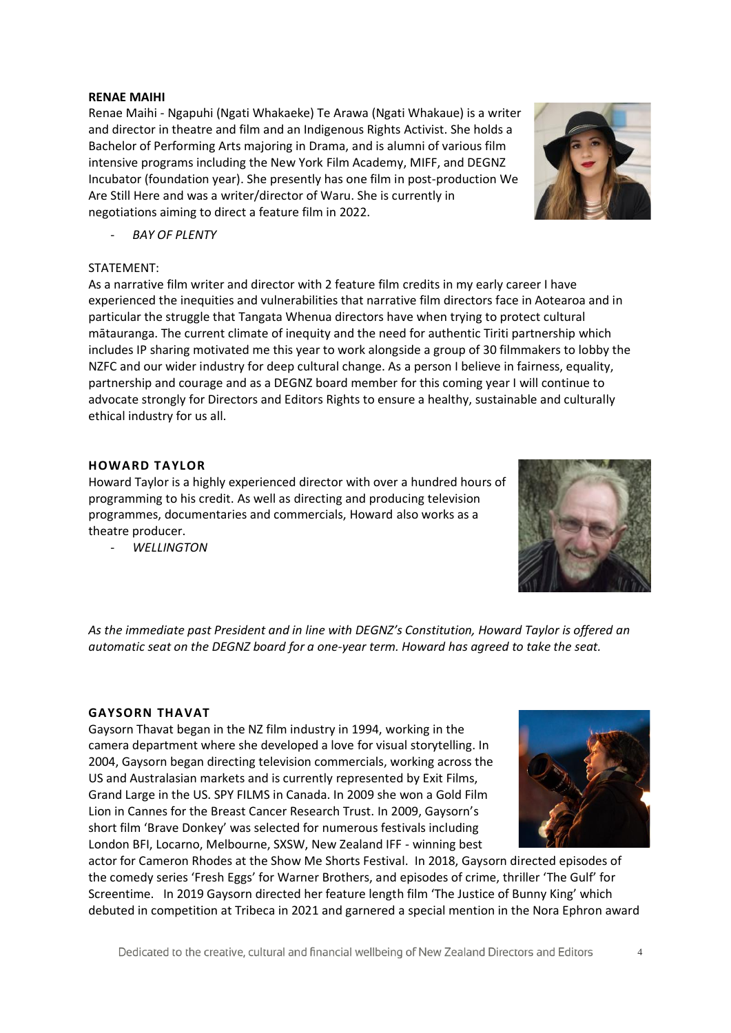**RENAE MAIHI**

Renae Maihi - Ngapuhi (Ngati Whakaeke) Te Arawa (Ngati Whakaue) is a writer and director in theatre and film and an Indigenous Rights Activist. She holds a Bachelor of Performing Arts majoring in Drama, and is alumni of various film intensive programs including the New York Film Academy, MIFF, and DEGNZ Incubator (foundation year). She presently has one film in post-production We Are Still Here and was a writer/director of Waru. She is currently in negotiations aiming to direct a feature film in 2022.

- *BAY OF PLENTY*

STATEMENT:

As a narrative film writer and director with 2 feature film credits in my early career I have experienced the inequities and vulnerabilities that narrative film directors face in Aotearoa and in particular the struggle that Tangata Whenua directors have when trying to protect cultural mātauranga. The current climate of inequity and the need for authentic Tiriti partnership which includes IP sharing motivated me this year to work alongside a group of 30 filmmakers to lobby the NZFC and our wider industry for deep cultural change. As a person I believe in fairness, equality, partnership and courage and as a DEGNZ board member for this coming year I will continue to advocate strongly for Directors and Editors Rights to ensure a healthy, sustainable and culturally ethical industry for us all.

**HOWARD TAYLOR**

Howard Taylor is a highly experienced director with over a hundred hours of programming to his credit. As well as directing and producing television programmes, documentaries and commercials, Howard also works as a theatre producer.

- *WELLINGTON*

*As the immediate past President and in line with DEGNZ's Constitution, Howard Taylor is offered an automatic seat on the DEGNZ board for a one-year term. Howard has agreed to take the seat.*

**GAYSORN THAVAT**

Gaysorn Thavat began in the NZ film industry in 1994, working in the camera department where she developed a love for visual storytelling. In 2004, Gaysorn began directing television commercials, working across the US and Australasian markets and is currently represented by Exit Films, Grand Large in the US. SPY FILMS in Canada. In 2009 she won a Gold Film Lion in Cannes for the Breast Cancer Research Trust. In 2009, Gaysorn's short film 'Brave Donkey' was selected for numerous festivals including London BFI, Locarno, Melbourne, SXSW, New Zealand IFF - winning best actor for Cameron Rhodes at the Show Me Shorts Festival. In 2018, Gaysorn directed episodes of the comedy series 'Fresh Eggs' for Warner Brothers, and episodes of crime, thriller 'The Gulf' for Screentime. In 2019 Gaysorn directed her feature length film 'The Justice of Bunny King' which debuted in competition at Tribeca in 2021 and garnered a special mention in the Nora Ephron award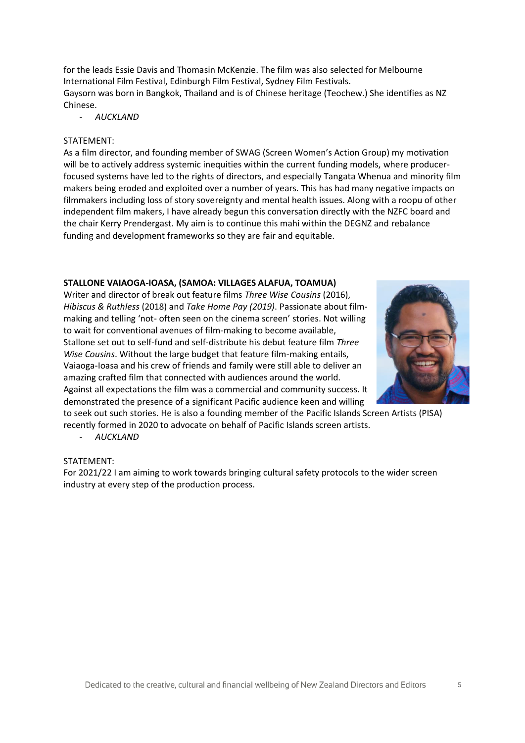for the leads Essie Davis and Thomasin McKenzie. The film was also selected for Melbourne International Film Festival, Edinburgh Film Festival, Sydney Film Festivals.
Gaysorn was born in Bangkok, Thailand and is of Chinese heritage (Teochew.) She identifies as NZ Chinese.

- *AUCKLAND*

STATEMENT:
As a film director, and founding member of SWAG (Screen Women's Action Group) my motivation will be to actively address systemic inequities within the current funding models, where producer-focused systems have led to the rights of directors, and especially Tangata Whenua and minority film makers being eroded and exploited over a number of years. This has had many negative impacts on filmmakers including loss of story sovereignty and mental health issues. Along with a roopu of other independent film makers, I have already begun this conversation directly with the NZFC board and the chair Kerry Prendergast. My aim is to continue this mahi within the DEGNZ and rebalance funding and development frameworks so they are fair and equitable.

**STALLONE VAIAOGA-IOASA, (SAMOA: VILLAGES ALAFUA, TOAMUA)**

Writer and director of break out feature films *Three Wise Cousins* (2016), *Hibiscus & Ruthless* (2018) and *Take Home Pay (2019)*. Passionate about film-making and telling 'not- often seen on the cinema screen' stories. Not willing to wait for conventional avenues of film-making to become available, Stallone set out to self-fund and self-distribute his debut feature film *Three Wise Cousins*. Without the large budget that feature film-making entails, Vaiaoga-Ioasa and his crew of friends and family were still able to deliver an amazing crafted film that connected with audiences around the world. Against all expectations the film was a commercial and community success. It demonstrated the presence of a significant Pacific audience keen and willing to seek out such stories. He is also a founding member of the Pacific Islands Screen Artists (PISA) recently formed in 2020 to advocate on behalf of Pacific Islands screen artists.

- *AUCKLAND*

STATEMENT:
For 2021/22 I am aiming to work towards bringing cultural safety protocols to the wider screen industry at every step of the production process.